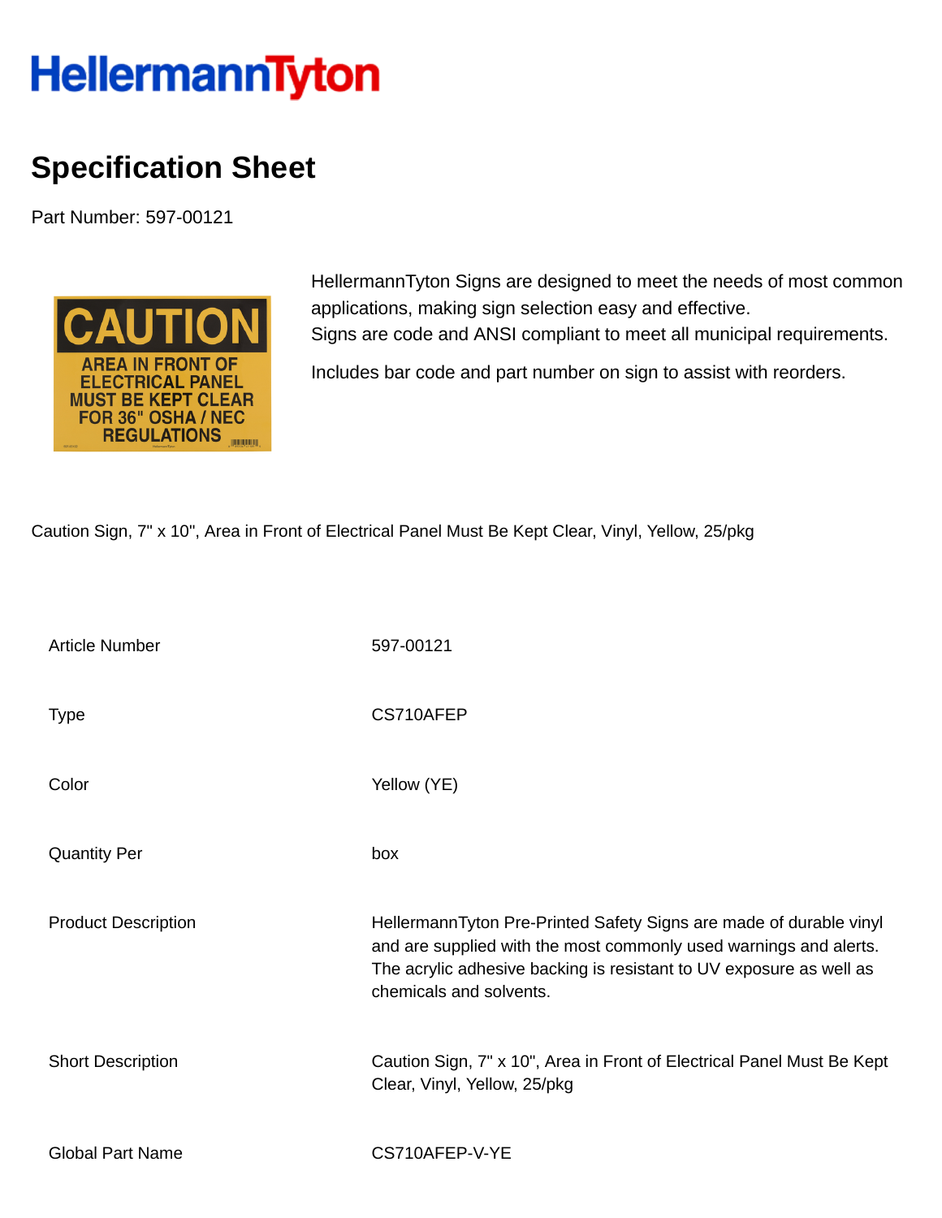HellermannTyton

# Specification Sheet

Part Number: 597-00121

HellermannTyton Signs are designed to meet the needs of most common applications, making sign selection easy and effective.
Signs are code and ANSI compliant to meet all municipal requirements.

Includes bar code and part number on sign to assist with reorders.

Caution Sign, 7" x 10", Area in Front of Electrical Panel Must Be Kept Clear, Vinyl, Yellow, 25/pkg

| | |
|---|---|
| Article Number | 597-00121 |
| Type | CS710AFEP |
| Color | Yellow (YE) |
| Quantity Per | box |
| Product Description | HellermannTyton Pre-Printed Safety Signs are made of durable vinyl and are supplied with the most commonly used warnings and alerts. The acrylic adhesive backing is resistant to UV exposure as well as chemicals and solvents. |
| Short Description | Caution Sign, 7" x 10", Area in Front of Electrical Panel Must Be Kept Clear, Vinyl, Yellow, 25/pkg |
| Global Part Name | CS710AFEP-V-YE |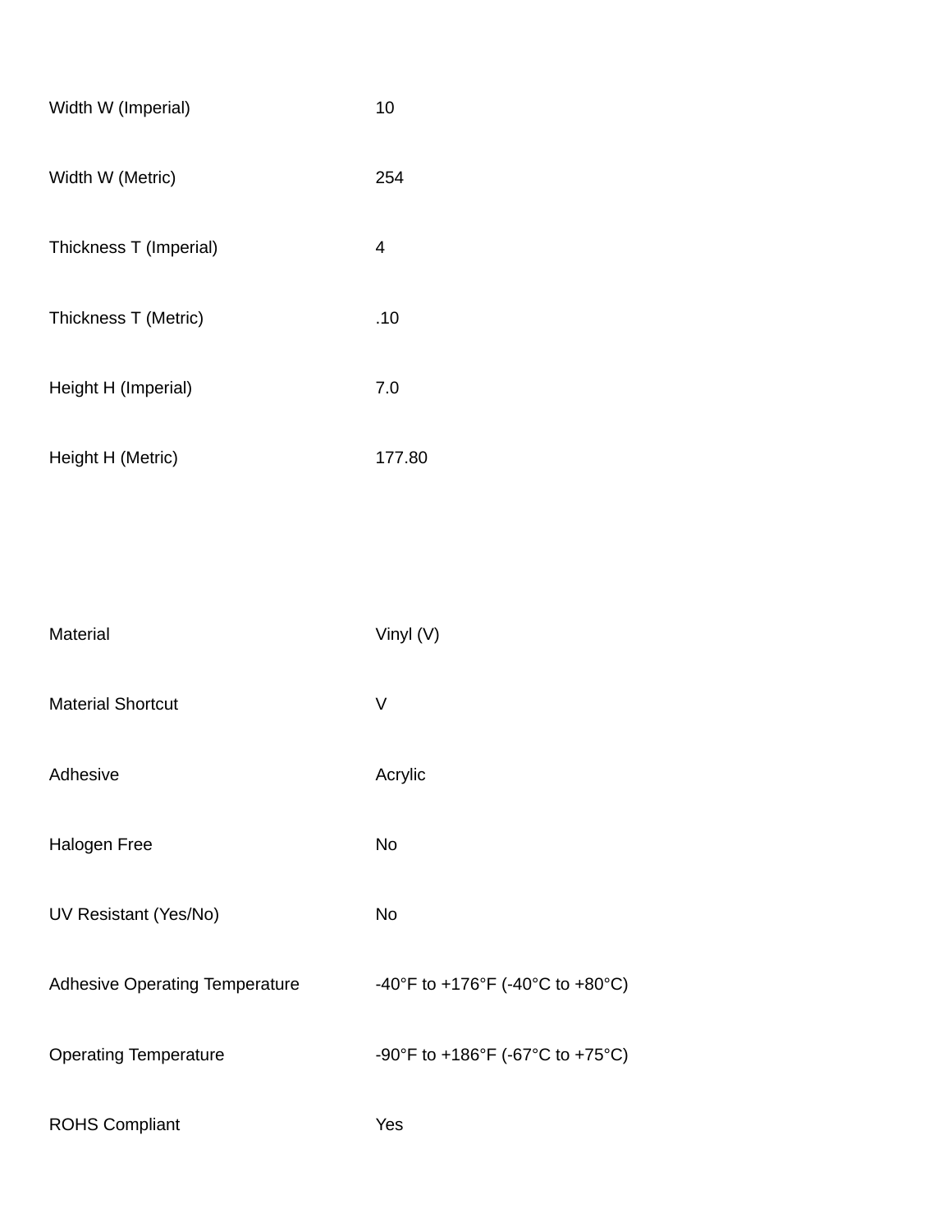| | |
|---|---|
| Width W (Imperial) | 10 |
| Width W (Metric) | 254 |
| Thickness T (Imperial) | 4 |
| Thickness T (Metric) | .10 |
| Height H (Imperial) | 7.0 |
| Height H (Metric) | 177.80 |

| | |
|---|---|
| Material | Vinyl (V) |
| Material Shortcut | V |
| Adhesive | Acrylic |
| Halogen Free | No |
| UV Resistant (Yes/No) | No |
| Adhesive Operating Temperature | -40°F to +176°F (-40°C to +80°C) |
| Operating Temperature | -90°F to +186°F (-67°C to +75°C) |
| ROHS Compliant | Yes |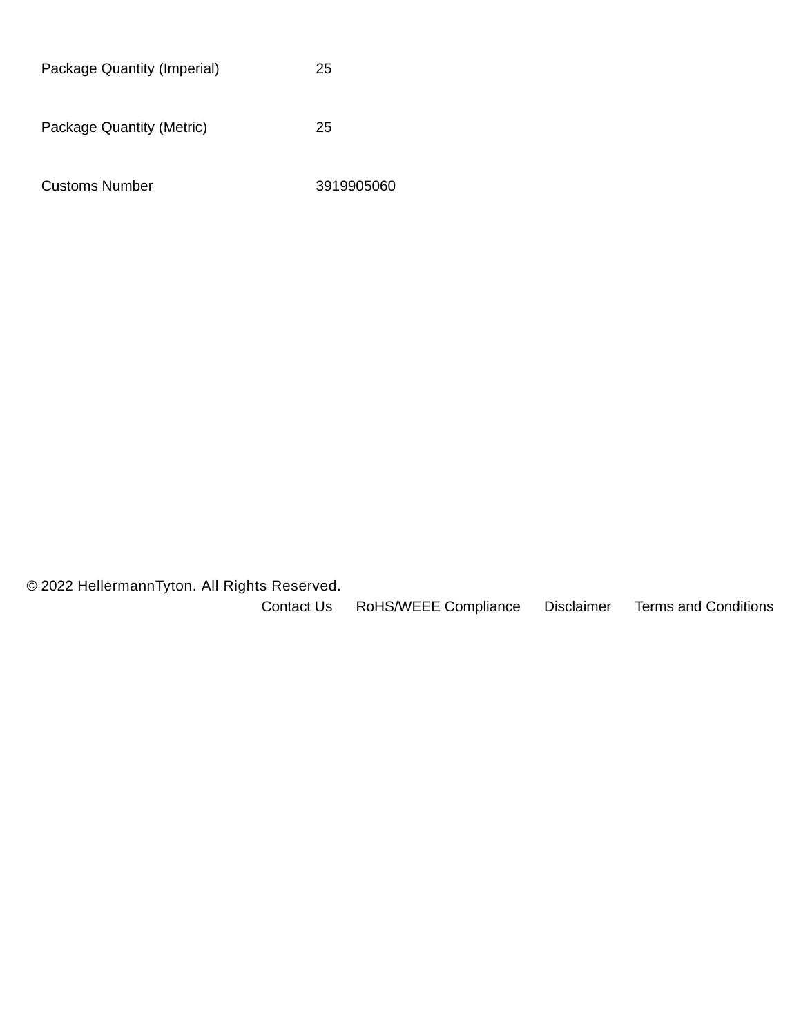| | |
|---|---|
| Package Quantity (Imperial) | 25 |
| Package Quantity (Metric) | 25 |
| Customs Number | 3919905060 |

© 2022 HellermannTyton. All Rights Reserved.

Contact Us RoHS/WEEE Compliance Disclaimer Terms and Conditions